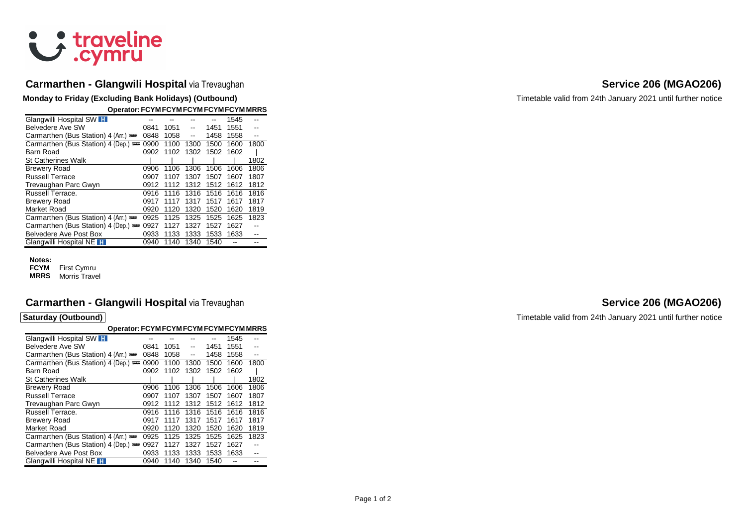traveline .cymru

## Carmarthen - Glangwili Hospital via Trevaughan

## Service 206 (MGAO206)

**Monday to Friday (Excluding Bank Holidays) (Outbound)**

Timetable valid from 24th January 2021 until further notice

| Operator: | FCYM | FCYM | FCYM | FCYM | FCYM | MRRS |
|---|---|---|---|---|---|---|
| Glangwili Hospital SW H | -- | -- | -- | -- | 1545 | -- |
| Belvedere Ave SW | 0841 | 1051 | -- | 1451 | 1551 | -- |
| Carmarthen (Bus Station) 4 (Arr.) | 0848 | 1058 | -- | 1458 | 1558 | -- |
| Carmarthen (Bus Station) 4 (Dep.) | 0900 | 1100 | 1300 | 1500 | 1600 | 1800 |
| Barn Road | 0902 | 1102 | 1302 | 1502 | 1602 | \| |
| St Catherines Walk | \| | \| | \| | \| | \| | 1802 |
| Brewery Road | 0906 | 1106 | 1306 | 1506 | 1606 | 1806 |
| Russell Terrace | 0907 | 1107 | 1307 | 1507 | 1607 | 1807 |
| Trevaughan Parc Gwyn | 0912 | 1112 | 1312 | 1512 | 1612 | 1812 |
| Russell Terrace. | 0916 | 1116 | 1316 | 1516 | 1616 | 1816 |
| Brewery Road | 0917 | 1117 | 1317 | 1517 | 1617 | 1817 |
| Market Road | 0920 | 1120 | 1320 | 1520 | 1620 | 1819 |
| Carmarthen (Bus Station) 4 (Arr.) | 0925 | 1125 | 1325 | 1525 | 1625 | 1823 |
| Carmarthen (Bus Station) 4 (Dep.) | 0927 | 1127 | 1327 | 1527 | 1627 | -- |
| Belvedere Ave Post Box | 0933 | 1133 | 1333 | 1533 | 1633 | -- |
| Glangwili Hospital NE H | 0940 | 1140 | 1340 | 1540 | -- | -- |

**Notes:**

**FCYM** First Cymru
**MRRS** Morris Travel

## Carmarthen - Glangwili Hospital via Trevaughan

## Service 206 (MGAO206)

**Saturday (Outbound)**

Timetable valid from 24th January 2021 until further notice

| Operator: | FCYM | FCYM | FCYM | FCYM | FCYM | MRRS |
|---|---|---|---|---|---|---|
| Glangwili Hospital SW H | -- | -- | -- | -- | 1545 | -- |
| Belvedere Ave SW | 0841 | 1051 | -- | 1451 | 1551 | -- |
| Carmarthen (Bus Station) 4 (Arr.) | 0848 | 1058 | -- | 1458 | 1558 | -- |
| Carmarthen (Bus Station) 4 (Dep.) | 0900 | 1100 | 1300 | 1500 | 1600 | 1800 |
| Barn Road | 0902 | 1102 | 1302 | 1502 | 1602 | \| |
| St Catherines Walk | \| | \| | \| | \| | \| | 1802 |
| Brewery Road | 0906 | 1106 | 1306 | 1506 | 1606 | 1806 |
| Russell Terrace | 0907 | 1107 | 1307 | 1507 | 1607 | 1807 |
| Trevaughan Parc Gwyn | 0912 | 1112 | 1312 | 1512 | 1612 | 1812 |
| Russell Terrace. | 0916 | 1116 | 1316 | 1516 | 1616 | 1816 |
| Brewery Road | 0917 | 1117 | 1317 | 1517 | 1617 | 1817 |
| Market Road | 0920 | 1120 | 1320 | 1520 | 1620 | 1819 |
| Carmarthen (Bus Station) 4 (Arr.) | 0925 | 1125 | 1325 | 1525 | 1625 | 1823 |
| Carmarthen (Bus Station) 4 (Dep.) | 0927 | 1127 | 1327 | 1527 | 1627 | -- |
| Belvedere Ave Post Box | 0933 | 1133 | 1333 | 1533 | 1633 | -- |
| Glangwili Hospital NE H | 0940 | 1140 | 1340 | 1540 | -- | -- |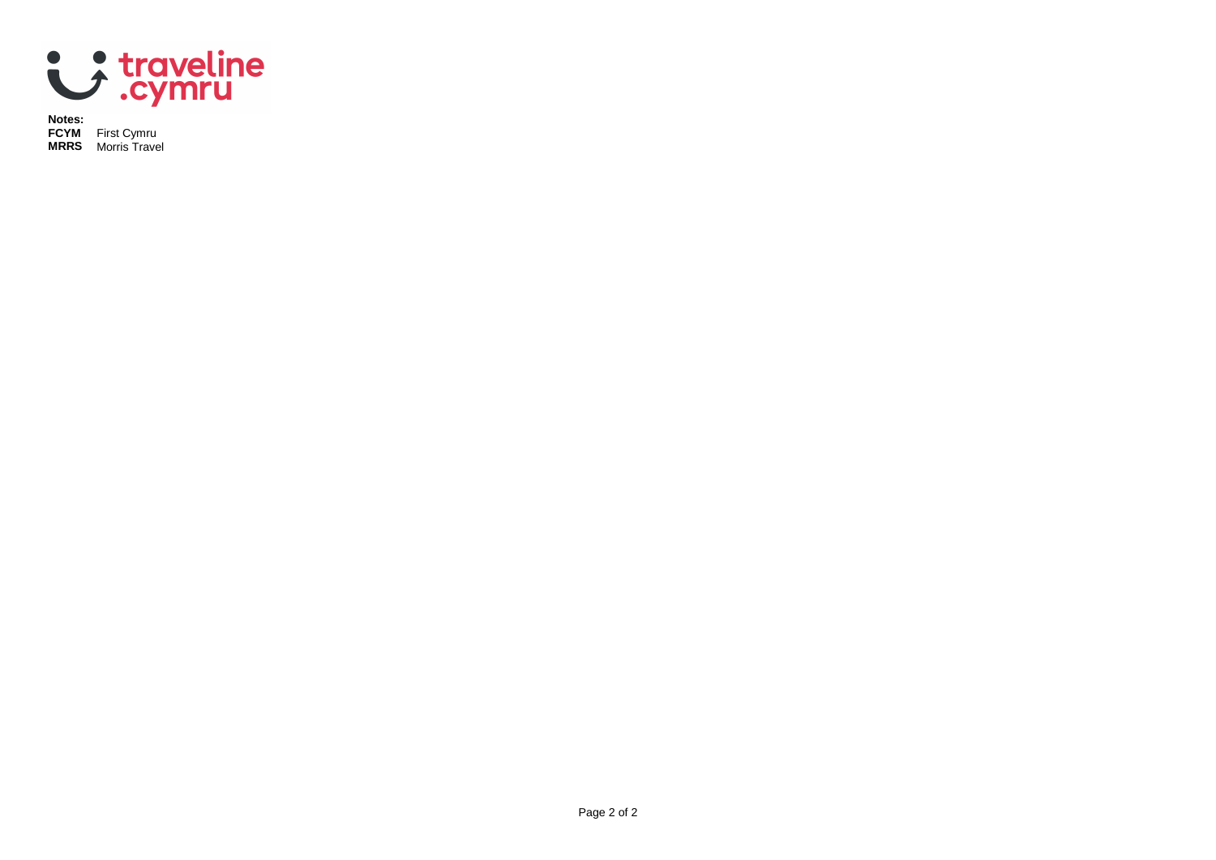**Notes:**

| | |
|---|---|
| **FCYM** | First Cymru |
| **MRRS** | Morris Travel |